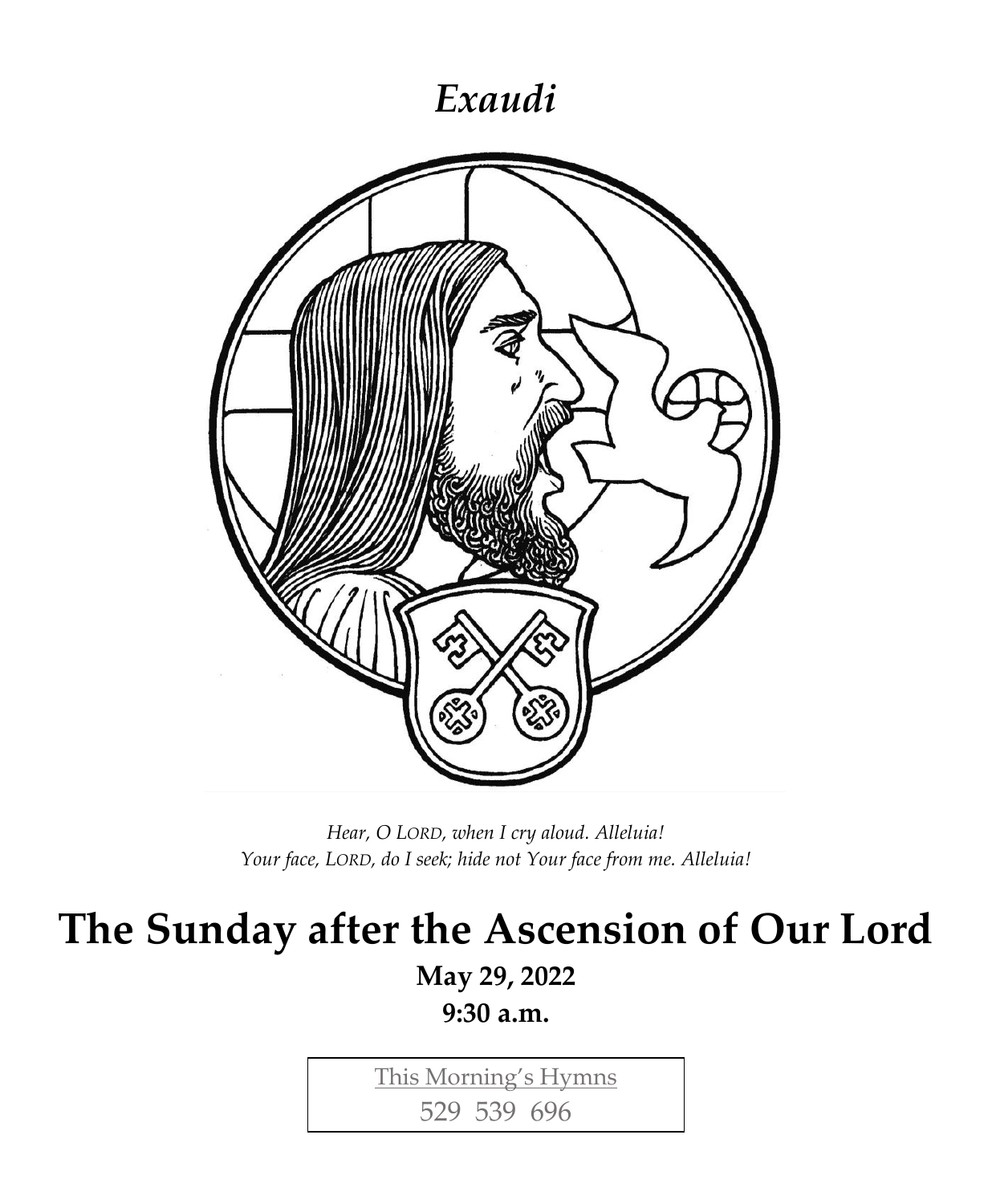*Exaudi*

*Hear, O LORD, when I cry aloud. Alleluia!*
*Your face, LORD, do I seek; hide not Your face from me. Alleluia!*

# The Sunday after the Ascension of Our Lord

**May 29, 2022**

**9:30 a.m.**

| This Morning's Hymns |
| --- |
| 529 539 696 |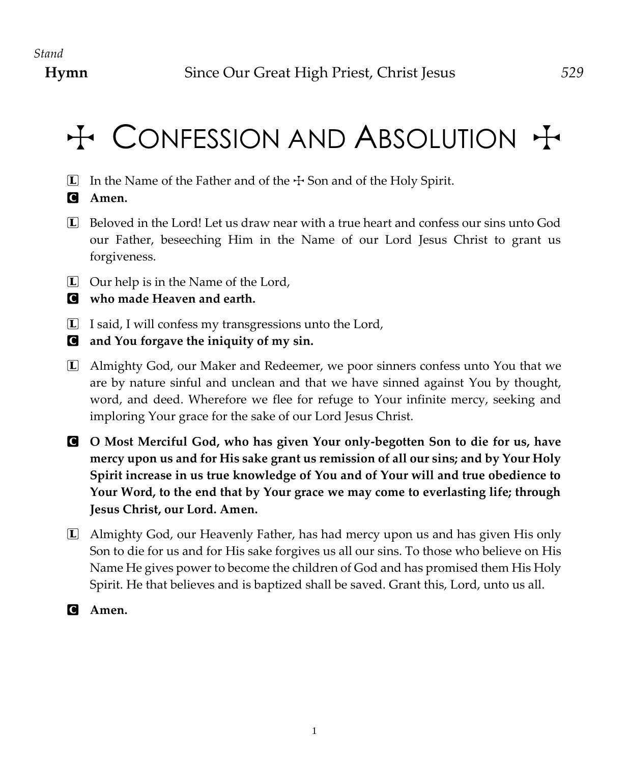*Stand*

**Hymn** Since Our Great High Priest, Christ Jesus *529*

# ☩ CONFESSION AND ABSOLUTION ☩

L In the Name of the Father and of the ☩ Son and of the Holy Spirit.

C **Amen.**

L Beloved in the Lord! Let us draw near with a true heart and confess our sins unto God our Father, beseeching Him in the Name of our Lord Jesus Christ to grant us forgiveness.

L Our help is in the Name of the Lord,

C **who made Heaven and earth.**

L I said, I will confess my transgressions unto the Lord,

C **and You forgave the iniquity of my sin.**

L Almighty God, our Maker and Redeemer, we poor sinners confess unto You that we are by nature sinful and unclean and that we have sinned against You by thought, word, and deed. Wherefore we flee for refuge to Your infinite mercy, seeking and imploring Your grace for the sake of our Lord Jesus Christ.

C **O Most Merciful God, who has given Your only-begotten Son to die for us, have mercy upon us and for His sake grant us remission of all our sins; and by Your Holy Spirit increase in us true knowledge of You and of Your will and true obedience to Your Word, to the end that by Your grace we may come to everlasting life; through Jesus Christ, our Lord. Amen.**

L Almighty God, our Heavenly Father, has had mercy upon us and has given His only Son to die for us and for His sake forgives us all our sins. To those who believe on His Name He gives power to become the children of God and has promised them His Holy Spirit. He that believes and is baptized shall be saved. Grant this, Lord, unto us all.

C **Amen.**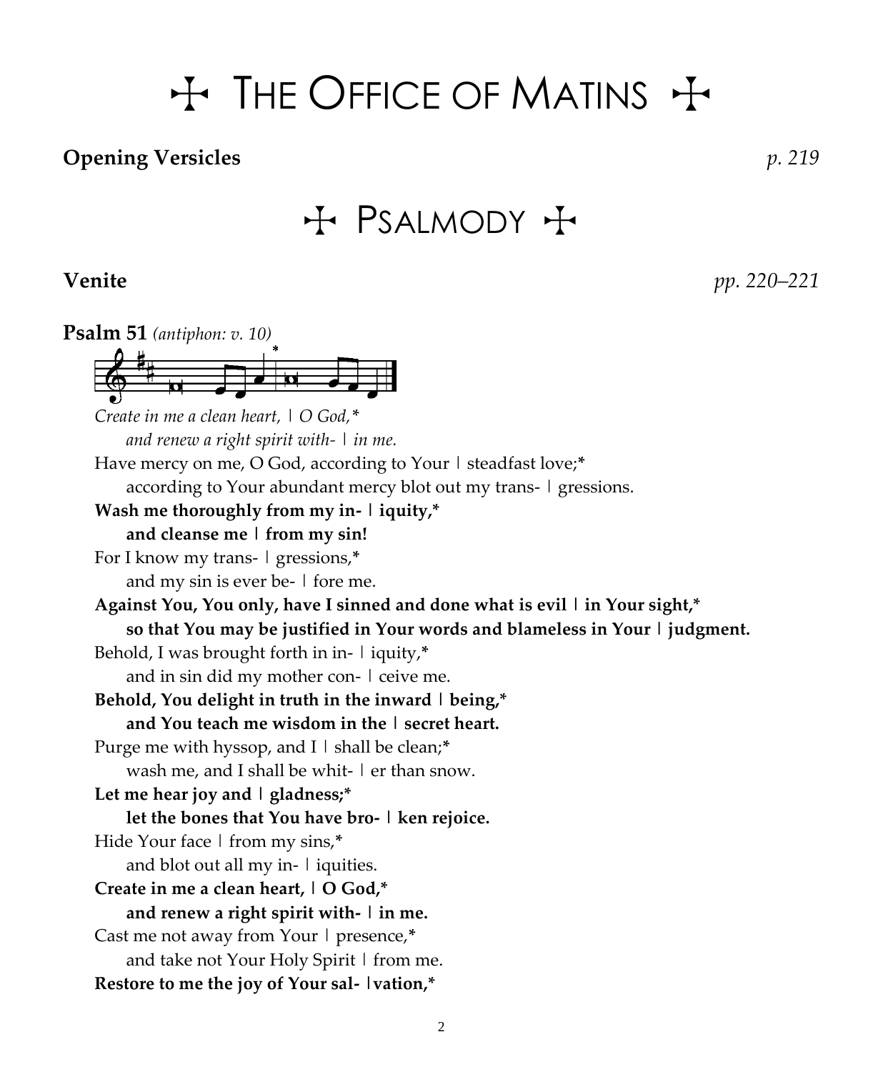# ☩ THE OFFICE OF MATINS ☩

**Opening Versicles** *p. 219*

# ☩ PSALMODY ☩

**Venite** *pp. 220–221*

**Psalm 51** *(antiphon: v. 10)*

*Create in me a clean heart, | O God,**
*and renew a right spirit with- | in me.*

Have mercy on me, O God, according to Your | steadfast love;*
according to Your abundant mercy blot out my trans- | gressions.

**Wash me thoroughly from my in- | iquity,***
**and cleanse me | from my sin!**

For I know my trans- | gressions,*
and my sin is ever be- | fore me.

**Against You, You only, have I sinned and done what is evil | in Your sight,***
**so that You may be justified in Your words and blameless in Your | judgment.**

Behold, I was brought forth in in- | iquity,*
and in sin did my mother con- | ceive me.

**Behold, You delight in truth in the inward | being,***
**and You teach me wisdom in the | secret heart.**

Purge me with hyssop, and I | shall be clean;*
wash me, and I shall be whit- | er than snow.

**Let me hear joy and | gladness;***
**let the bones that You have bro- | ken rejoice.**

Hide Your face | from my sins,*
and blot out all my in- | iquities.

**Create in me a clean heart, | O God,***
**and renew a right spirit with- | in me.**

Cast me not away from Your | presence,*
and take not Your Holy Spirit | from me.

**Restore to me the joy of Your sal- |vation,***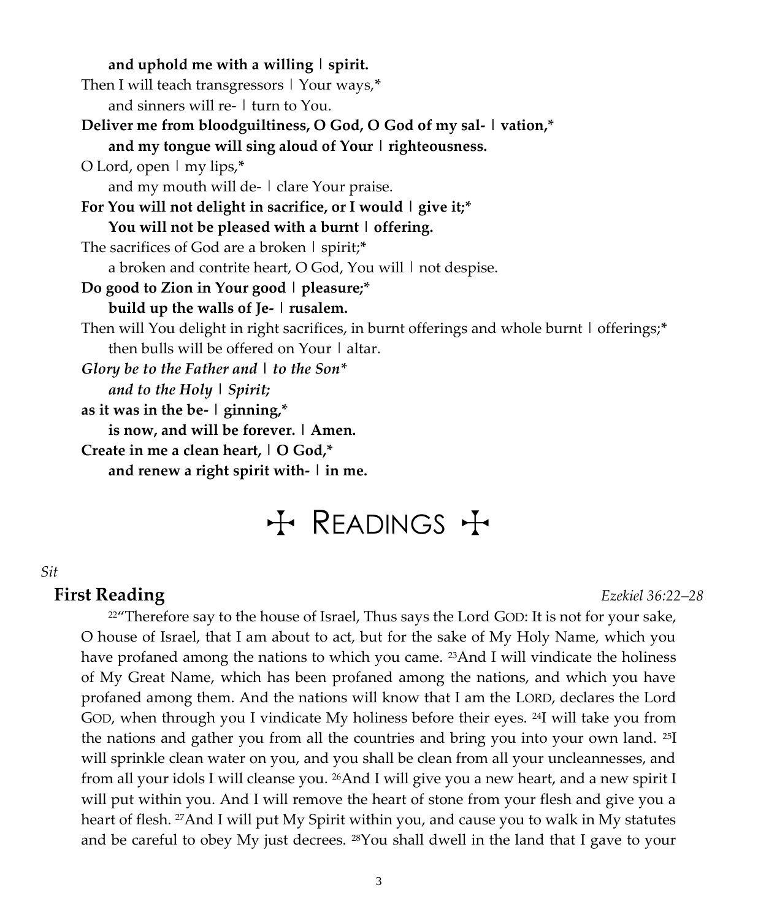**and uphold me with a willing | spirit.**

Then I will teach transgressors | Your ways,*

and sinners will re- | turn to You.

**Deliver me from bloodguiltiness, O God, O God of my sal- | vation,***

**and my tongue will sing aloud of Your | righteousness.**

O Lord, open | my lips,*

and my mouth will de- | clare Your praise.

**For You will not delight in sacrifice, or I would | give it;***

**You will not be pleased with a burnt | offering.**

The sacrifices of God are a broken | spirit;*

a broken and contrite heart, O God, You will | not despise.

**Do good to Zion in Your good | pleasure;***

**build up the walls of Je- | rusalem.**

Then will You delight in right sacrifices, in burnt offerings and whole burnt | offerings;*

then bulls will be offered on Your | altar.

***Glory be to the Father and | to the Son****

***and to the Holy | Spirit;***

**as it was in the be- | ginning,***

**is now, and will be forever. | Amen.**

**Create in me a clean heart, | O God,***

**and renew a right spirit with- | in me.**

# ☩ READINGS ☩

*Sit*

## First Reading

*Ezekiel 36:22–28*

[22]"Therefore say to the house of Israel, Thus says the Lord GOD: It is not for your sake, O house of Israel, that I am about to act, but for the sake of My Holy Name, which you have profaned among the nations to which you came. [23]And I will vindicate the holiness of My Great Name, which has been profaned among the nations, and which you have profaned among them. And the nations will know that I am the LORD, declares the Lord GOD, when through you I vindicate My holiness before their eyes. [24]I will take you from the nations and gather you from all the countries and bring you into your own land. [25]I will sprinkle clean water on you, and you shall be clean from all your uncleannesses, and from all your idols I will cleanse you. [26]And I will give you a new heart, and a new spirit I will put within you. And I will remove the heart of stone from your flesh and give you a heart of flesh. [27]And I will put My Spirit within you, and cause you to walk in My statutes and be careful to obey My just decrees. [28]You shall dwell in the land that I gave to your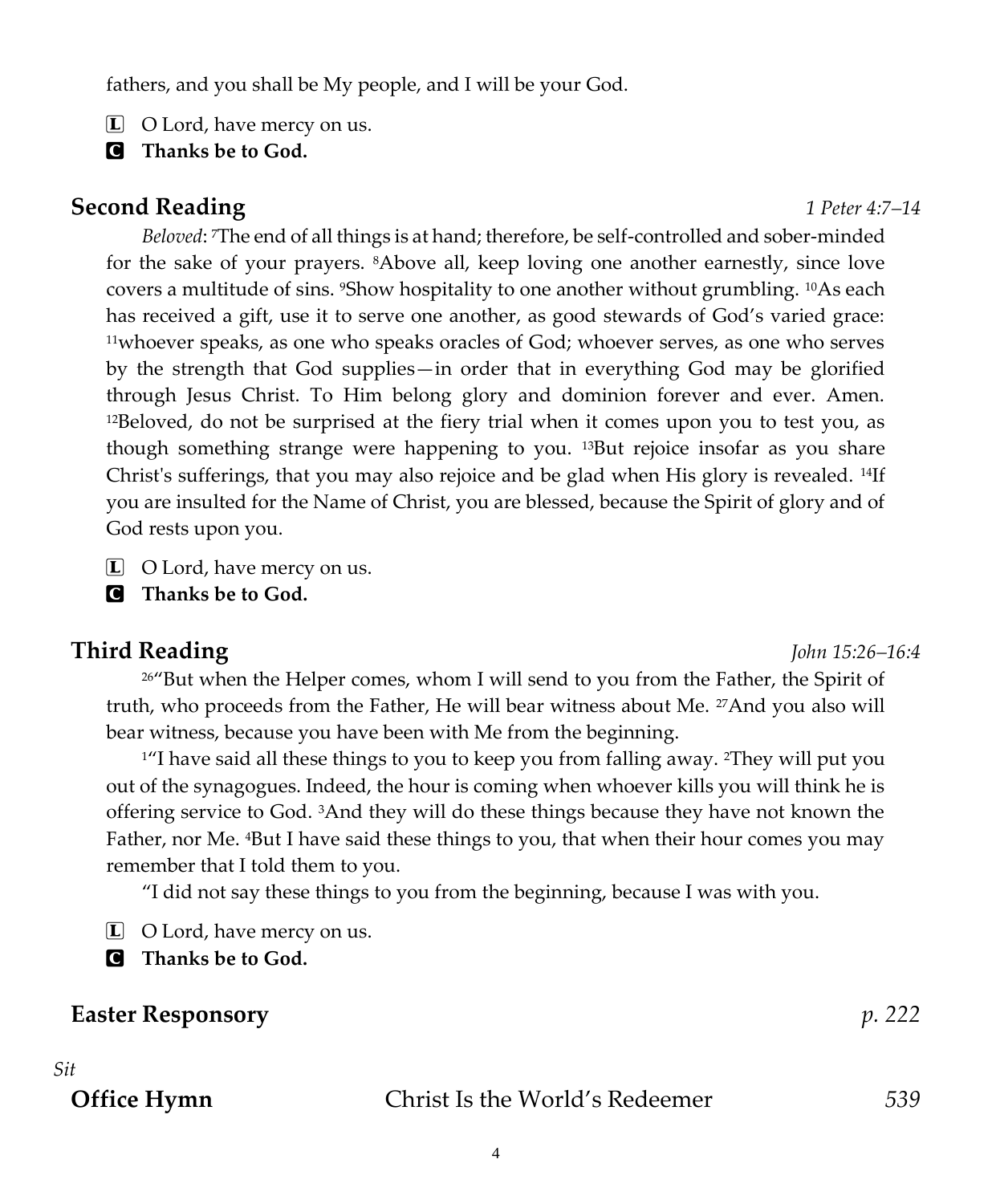fathers, and you shall be My people, and I will be your God.

L O Lord, have mercy on us.

C **Thanks be to God.**

## Second Reading *1 Peter 4:7–14*

*Beloved*: [7]The end of all things is at hand; therefore, be self-controlled and sober-minded for the sake of your prayers. [8]Above all, keep loving one another earnestly, since love covers a multitude of sins. [9]Show hospitality to one another without grumbling. [10]As each has received a gift, use it to serve one another, as good stewards of God's varied grace: [11]whoever speaks, as one who speaks oracles of God; whoever serves, as one who serves by the strength that God supplies—in order that in everything God may be glorified through Jesus Christ. To Him belong glory and dominion forever and ever. Amen. [12]Beloved, do not be surprised at the fiery trial when it comes upon you to test you, as though something strange were happening to you. [13]But rejoice insofar as you share Christ's sufferings, that you may also rejoice and be glad when His glory is revealed. [14]If you are insulted for the Name of Christ, you are blessed, because the Spirit of glory and of God rests upon you.

L O Lord, have mercy on us.

C **Thanks be to God.**

## Third Reading *John 15:26–16:4*

[26]"But when the Helper comes, whom I will send to you from the Father, the Spirit of truth, who proceeds from the Father, He will bear witness about Me. [27]And you also will bear witness, because you have been with Me from the beginning.

[1]"I have said all these things to you to keep you from falling away. [2]They will put you out of the synagogues. Indeed, the hour is coming when whoever kills you will think he is offering service to God. [3]And they will do these things because they have not known the Father, nor Me. [4]But I have said these things to you, that when their hour comes you may remember that I told them to you.

"I did not say these things to you from the beginning, because I was with you.

L O Lord, have mercy on us.

C **Thanks be to God.**

## Easter Responsory *p. 222*

*Sit*

## Office Hymn Christ Is the World's Redeemer *539*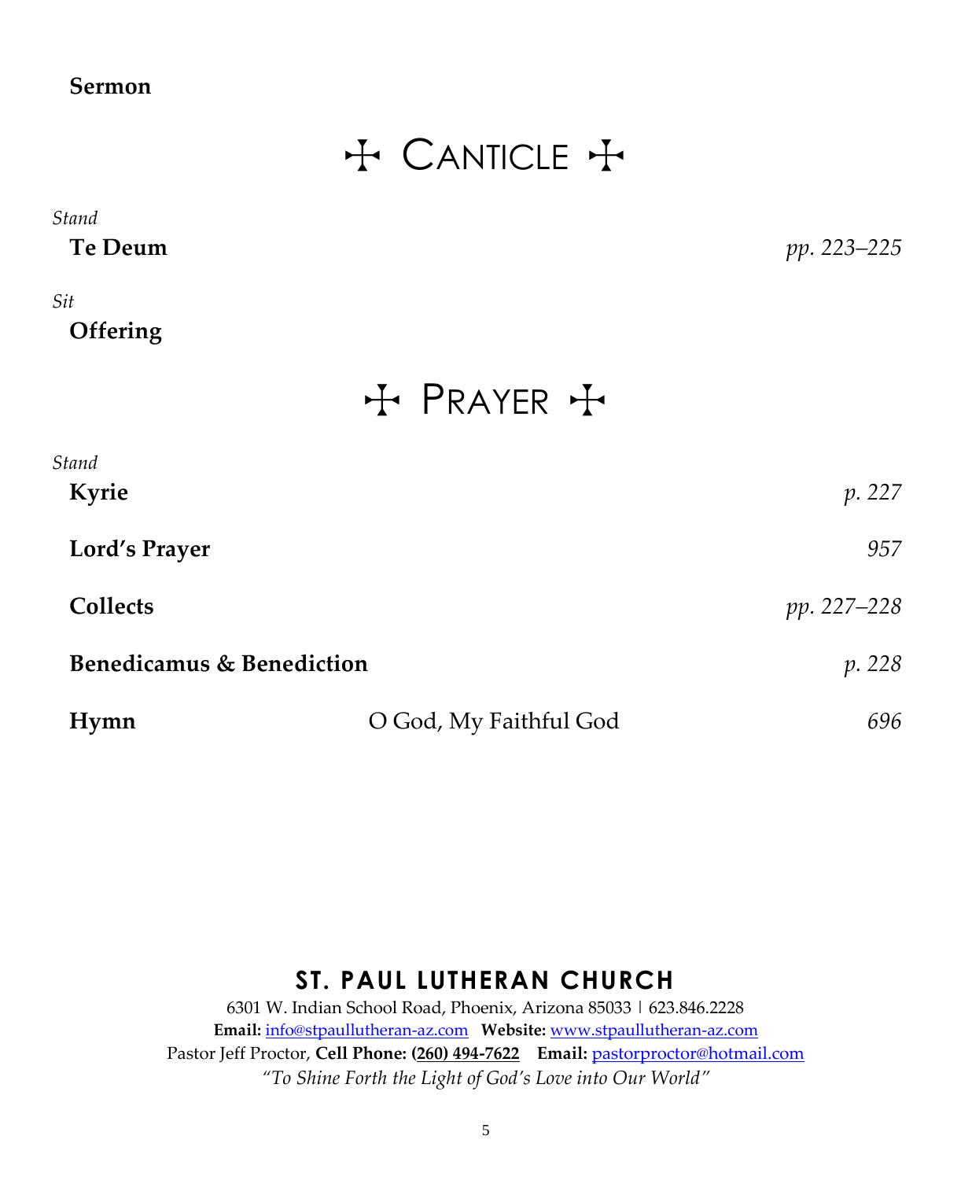**Sermon**

## ✠ CANTICLE ✠

*Stand*

**Te Deum** *pp. 223–225*

*Sit*

**Offering**

## ✠ PRAYER ✠

*Stand*

**Kyrie** *p. 227*

**Lord's Prayer** *957*

**Collects** *pp. 227–228*

**Benedicamus & Benediction** *p. 228*

**Hymn** O God, My Faithful God *696*

**ST. PAUL LUTHERAN CHURCH**

6301 W. Indian School Road, Phoenix, Arizona 85033 | 623.846.2228

**Email:** info@stpaullutheran-az.com **Website:** www.stpaullutheran-az.com

Pastor Jeff Proctor, **Cell Phone: (260) 494-7622** **Email:** pastorproctor@hotmail.com

*"To Shine Forth the Light of God's Love into Our World"*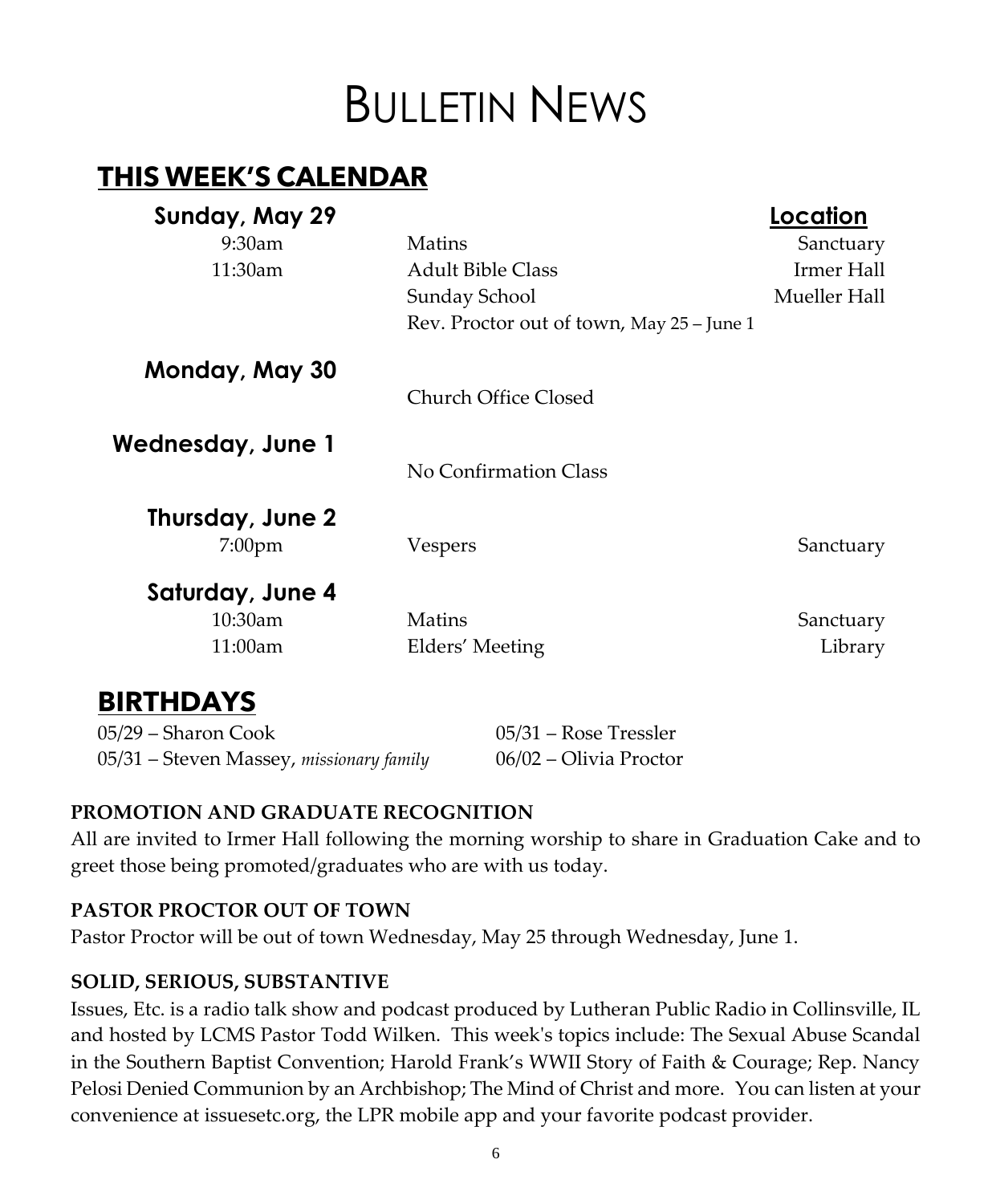# Bulletin News

## This Week's Calendar

| | | Location |
|---|---|---|
| **Sunday, May 29** | | |
| 9:30am | Matins | Sanctuary |
| 11:30am | Adult Bible Class | Irmer Hall |
| | Sunday School | Mueller Hall |
| | Rev. Proctor out of town, May 25 – June 1 | |
| **Monday, May 30** | | |
| | Church Office Closed | |
| **Wednesday, June 1** | | |
| | No Confirmation Class | |
| **Thursday, June 2** | | |
| 7:00pm | Vespers | Sanctuary |
| **Saturday, June 4** | | |
| 10:30am | Matins | Sanctuary |
| 11:00am | Elders' Meeting | Library |

## Birthdays

05/29 – Sharon Cook
05/31 – Steven Massey, *missionary family*
05/31 – Rose Tressler
06/02 – Olivia Proctor

**PROMOTION AND GRADUATE RECOGNITION**

All are invited to Irmer Hall following the morning worship to share in Graduation Cake and to greet those being promoted/graduates who are with us today.

**PASTOR PROCTOR OUT OF TOWN**

Pastor Proctor will be out of town Wednesday, May 25 through Wednesday, June 1.

**SOLID, SERIOUS, SUBSTANTIVE**

Issues, Etc. is a radio talk show and podcast produced by Lutheran Public Radio in Collinsville, IL and hosted by LCMS Pastor Todd Wilken. This week's topics include: The Sexual Abuse Scandal in the Southern Baptist Convention; Harold Frank's WWII Story of Faith & Courage; Rep. Nancy Pelosi Denied Communion by an Archbishop; The Mind of Christ and more. You can listen at your convenience at issuesetc.org, the LPR mobile app and your favorite podcast provider.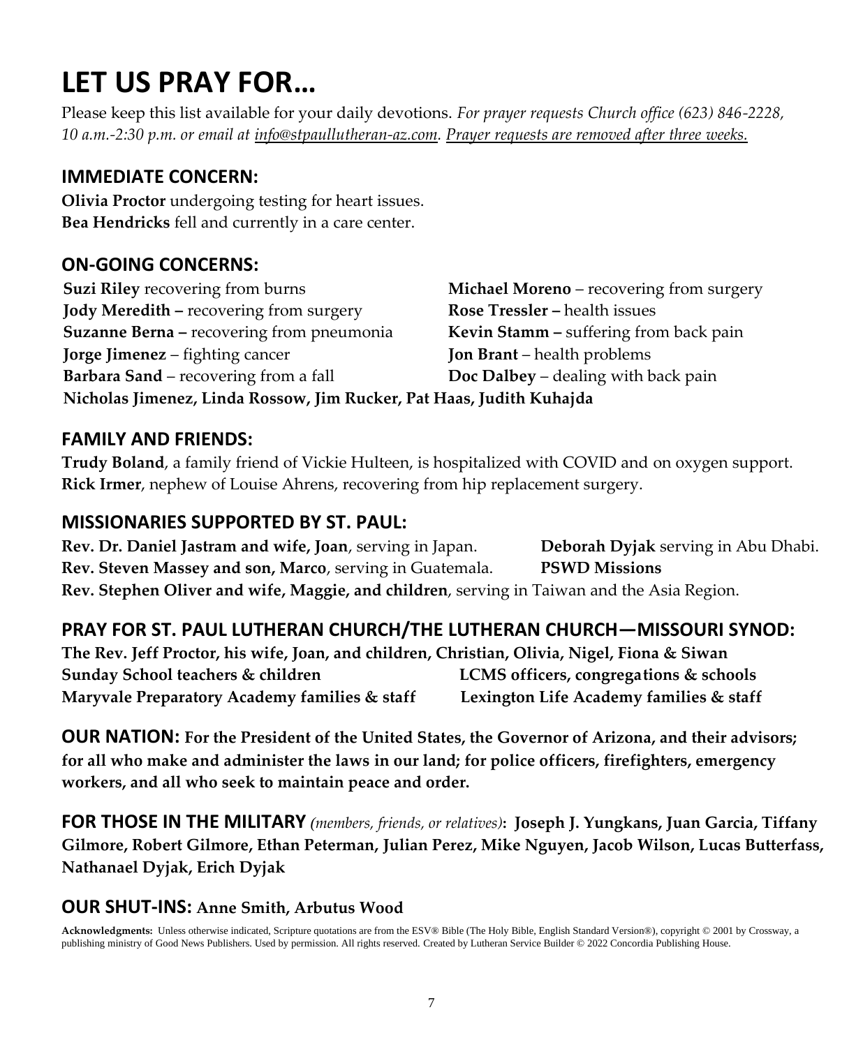# LET US PRAY FOR…

Please keep this list available for your daily devotions. *For prayer requests Church office (623) 846-2228, 10 a.m.-2:30 p.m. or email at info@stpaullutheran-az.com. Prayer requests are removed after three weeks.*

## IMMEDIATE CONCERN:

**Olivia Proctor** undergoing testing for heart issues.
**Bea Hendricks** fell and currently in a care center.

## ON-GOING CONCERNS:

**Suzi Riley** recovering from burns
**Jody Meredith –** recovering from surgery
**Suzanne Berna –** recovering from pneumonia
**Jorge Jimenez** – fighting cancer
**Barbara Sand** – recovering from a fall
**Michael Moreno** – recovering from surgery
**Rose Tressler –** health issues
**Kevin Stamm –** suffering from back pain
**Jon Brant** – health problems
**Doc Dalbey** – dealing with back pain
**Nicholas Jimenez, Linda Rossow, Jim Rucker, Pat Haas, Judith Kuhajda**

## FAMILY AND FRIENDS:

**Trudy Boland**, a family friend of Vickie Hulteen, is hospitalized with COVID and on oxygen support.
**Rick Irmer**, nephew of Louise Ahrens, recovering from hip replacement surgery.

## MISSIONARIES SUPPORTED BY ST. PAUL:

**Rev. Dr. Daniel Jastram and wife, Joan**, serving in Japan.
**Rev. Steven Massey and son, Marco**, serving in Guatemala.
**Deborah Dyjak** serving in Abu Dhabi.
**PSWD Missions**
**Rev. Stephen Oliver and wife, Maggie, and children**, serving in Taiwan and the Asia Region.

## PRAY FOR ST. PAUL LUTHERAN CHURCH/THE LUTHERAN CHURCH—MISSOURI SYNOD:

**The Rev. Jeff Proctor, his wife, Joan, and children, Christian, Olivia, Nigel, Fiona & Siwan**
**Sunday School teachers & children**
**Maryvale Preparatory Academy families & staff**
**LCMS officers, congregations & schools**
**Lexington Life Academy families & staff**

**OUR NATION: For the President of the United States, the Governor of Arizona, and their advisors; for all who make and administer the laws in our land; for police officers, firefighters, emergency workers, and all who seek to maintain peace and order.**

**FOR THOSE IN THE MILITARY** *(members, friends, or relatives)*: **Joseph J. Yungkans, Juan Garcia, Tiffany Gilmore, Robert Gilmore, Ethan Peterman, Julian Perez, Mike Nguyen, Jacob Wilson, Lucas Butterfass, Nathanael Dyjak, Erich Dyjak**

## OUR SHUT-INS: Anne Smith, Arbutus Wood

**Acknowledgments:** Unless otherwise indicated, Scripture quotations are from the ESV® Bible (The Holy Bible, English Standard Version®), copyright © 2001 by Crossway, a publishing ministry of Good News Publishers. Used by permission. All rights reserved. Created by Lutheran Service Builder © 2022 Concordia Publishing House.